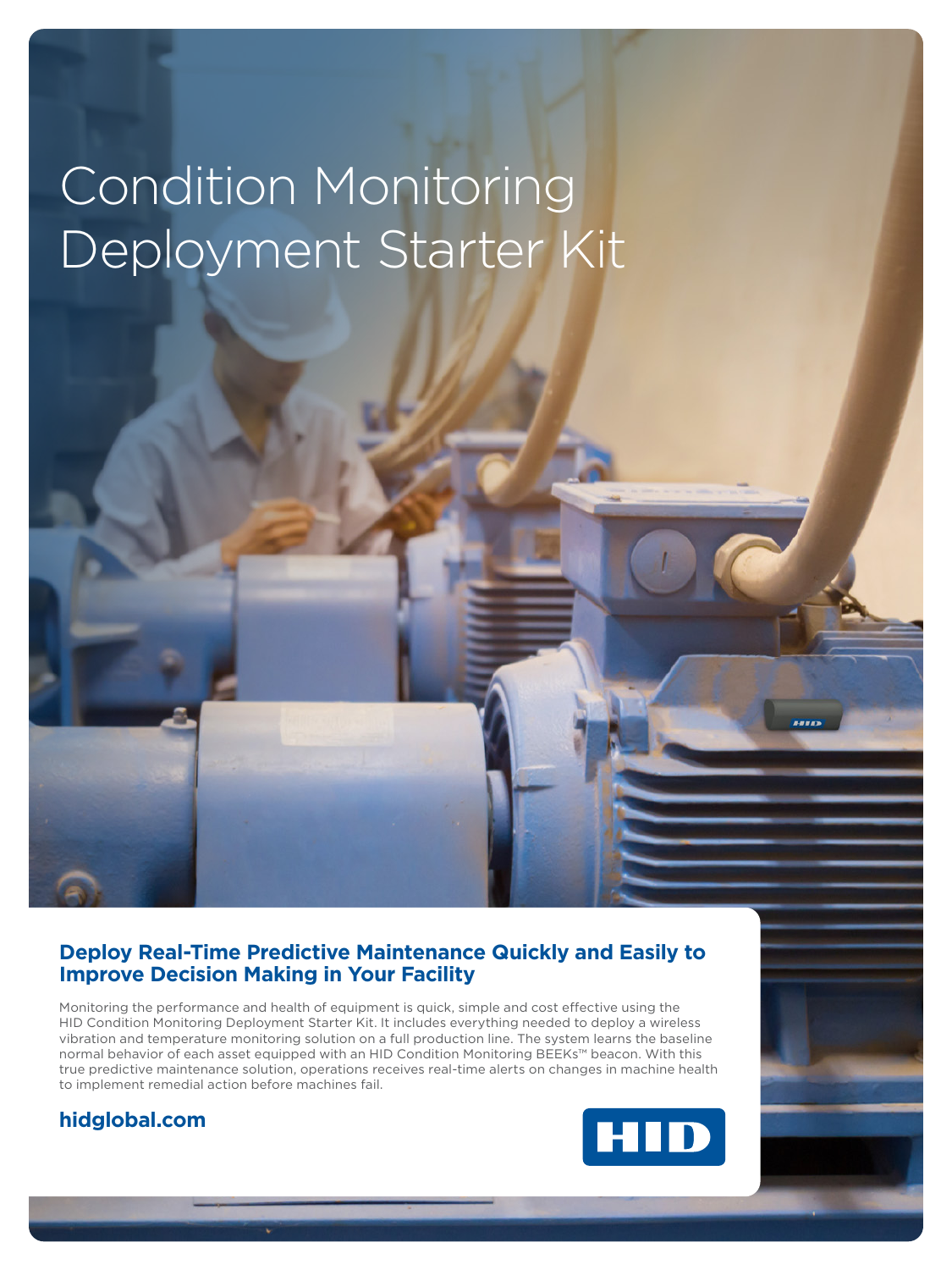# Condition Monitoring Deployment Starter Kit

## Deploy Real-Time Predictive Maintenance Quickly and Easily to Improve Decision Making in Your Facility

Monitoring the performance and health of equipment is quick, simple and cost effective using the HID Condition Monitoring Deployment Starter Kit. It includes everything needed to deploy a wireless vibration and temperature monitoring solution on a full production line. The system learns the baseline normal behavior of each asset equipped with an HID Condition Monitoring BEEKs™ beacon. With this true predictive maintenance solution, operations receives real-time alerts on changes in machine health to implement remedial action before machines fail.

**hidglobal.com**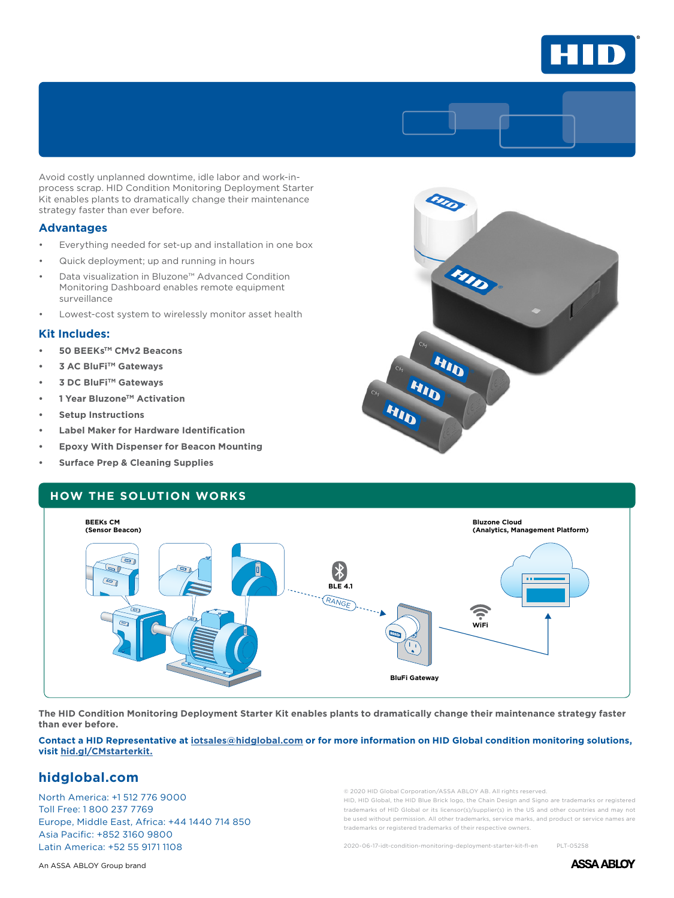Avoid costly unplanned downtime, idle labor and work-in-process scrap. HID Condition Monitoring Deployment Starter Kit enables plants to dramatically change their maintenance strategy faster than ever before.

## Advantages

- Everything needed for set-up and installation in one box
- Quick deployment; up and running in hours
- Data visualization in Bluzone™ Advanced Condition Monitoring Dashboard enables remote equipment surveillance
- Lowest-cost system to wirelessly monitor asset health

## Kit Includes:

- **50 BEEKs™ CMv2 Beacons**
- **3 AC BluFi™ Gateways**
- **3 DC BluFi™ Gateways**
- **1 Year Bluzone™ Activation**
- **Setup Instructions**
- **Label Maker for Hardware Identification**
- **Epoxy With Dispenser for Beacon Mounting**
- **Surface Prep & Cleaning Supplies**

## HOW THE SOLUTION WORKS

BEEKs CM (Sensor Beacon)

BLE 4.1

RANGE

BluFi Gateway

WiFi

Bluzone Cloud (Analytics, Management Platform)

**The HID Condition Monitoring Deployment Starter Kit enables plants to dramatically change their maintenance strategy faster than ever before.**

**Contact a HID Representative at iotsales@hidglobal.com or for more information on HID Global condition monitoring solutions, visit hid.gl/CMstarterkit.**

## hidglobal.com

North America: +1 512 776 9000
Toll Free: 1 800 237 7769
Europe, Middle East, Africa: +44 1440 714 850
Asia Pacific: +852 3160 9800
Latin America: +52 55 9171 1108

© 2020 HID Global Corporation/ASSA ABLOY AB. All rights reserved. HID, HID Global, the HID Blue Brick logo, the Chain Design and Signo are trademarks or registered trademarks of HID Global or its licensor(s)/supplier(s) in the US and other countries and may not be used without permission. All other trademarks, service marks, and product or service names are trademarks or registered trademarks of their respective owners.

2020-06-17-idt-condition-monitoring-deployment-starter-kit-fl-en PLT-05258

An ASSA ABLOY Group brand